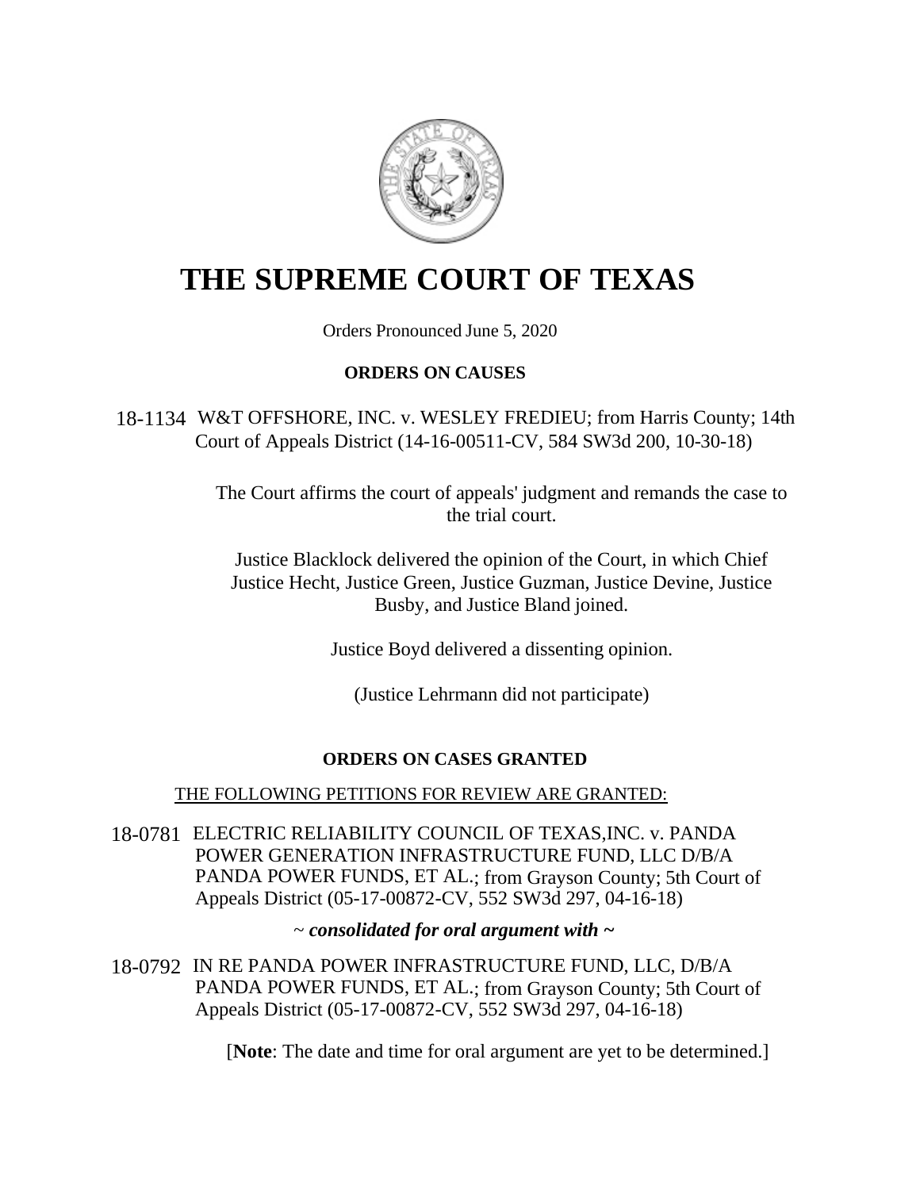# THE SUPREME COURT OF TEXAS

Orders Pronounced June 5, 2020

## ORDERS ON CAUSES

18-1134 W&T OFFSHORE, INC. v. WESLEY FREDIEU; from Harris County; 14th Court of Appeals District (14-16-00511-CV, 584 SW3d 200, 10-30-18)

The Court affirms the court of appeals' judgment and remands the case to the trial court.

Justice Blacklock delivered the opinion of the Court, in which Chief Justice Hecht, Justice Green, Justice Guzman, Justice Devine, Justice Busby, and Justice Bland joined.

Justice Boyd delivered a dissenting opinion.

(Justice Lehrmann did not participate)

## ORDERS ON CASES GRANTED

THE FOLLOWING PETITIONS FOR REVIEW ARE GRANTED:

18-0781 ELECTRIC RELIABILITY COUNCIL OF TEXAS,INC. v. PANDA POWER GENERATION INFRASTRUCTURE FUND, LLC D/B/A PANDA POWER FUNDS, ET AL.; from Grayson County; 5th Court of Appeals District (05-17-00872-CV, 552 SW3d 297, 04-16-18)

~ ***consolidated for oral argument with*** ~

18-0792 IN RE PANDA POWER INFRASTRUCTURE FUND, LLC, D/B/A PANDA POWER FUNDS, ET AL.; from Grayson County; 5th Court of Appeals District (05-17-00872-CV, 552 SW3d 297, 04-16-18)

[**Note**: The date and time for oral argument are yet to be determined.]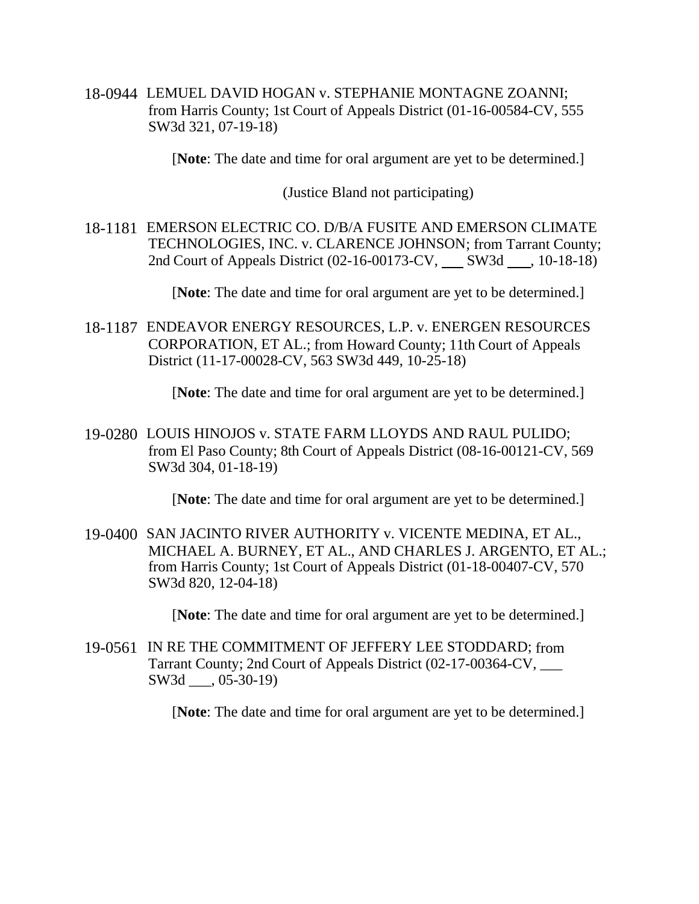18-0944 LEMUEL DAVID HOGAN v. STEPHANIE MONTAGNE ZOANNI; from Harris County; 1st Court of Appeals District (01-16-00584-CV, 555 SW3d 321, 07-19-18)

[**Note**: The date and time for oral argument are yet to be determined.]

(Justice Bland not participating)

18-1181 EMERSON ELECTRIC CO. D/B/A FUSITE AND EMERSON CLIMATE TECHNOLOGIES, INC. v. CLARENCE JOHNSON; from Tarrant County; 2nd Court of Appeals District (02-16-00173-CV, ___ SW3d ___, 10-18-18)

[**Note**: The date and time for oral argument are yet to be determined.]

18-1187 ENDEAVOR ENERGY RESOURCES, L.P. v. ENERGEN RESOURCES CORPORATION, ET AL.; from Howard County; 11th Court of Appeals District (11-17-00028-CV, 563 SW3d 449, 10-25-18)

[**Note**: The date and time for oral argument are yet to be determined.]

19-0280 LOUIS HINOJOS v. STATE FARM LLOYDS AND RAUL PULIDO; from El Paso County; 8th Court of Appeals District (08-16-00121-CV, 569 SW3d 304, 01-18-19)

[**Note**: The date and time for oral argument are yet to be determined.]

19-0400 SAN JACINTO RIVER AUTHORITY v. VICENTE MEDINA, ET AL., MICHAEL A. BURNEY, ET AL., AND CHARLES J. ARGENTO, ET AL.; from Harris County; 1st Court of Appeals District (01-18-00407-CV, 570 SW3d 820, 12-04-18)

[**Note**: The date and time for oral argument are yet to be determined.]

19-0561 IN RE THE COMMITMENT OF JEFFERY LEE STODDARD; from Tarrant County; 2nd Court of Appeals District (02-17-00364-CV, ___ SW3d ___, 05-30-19)

[**Note**: The date and time for oral argument are yet to be determined.]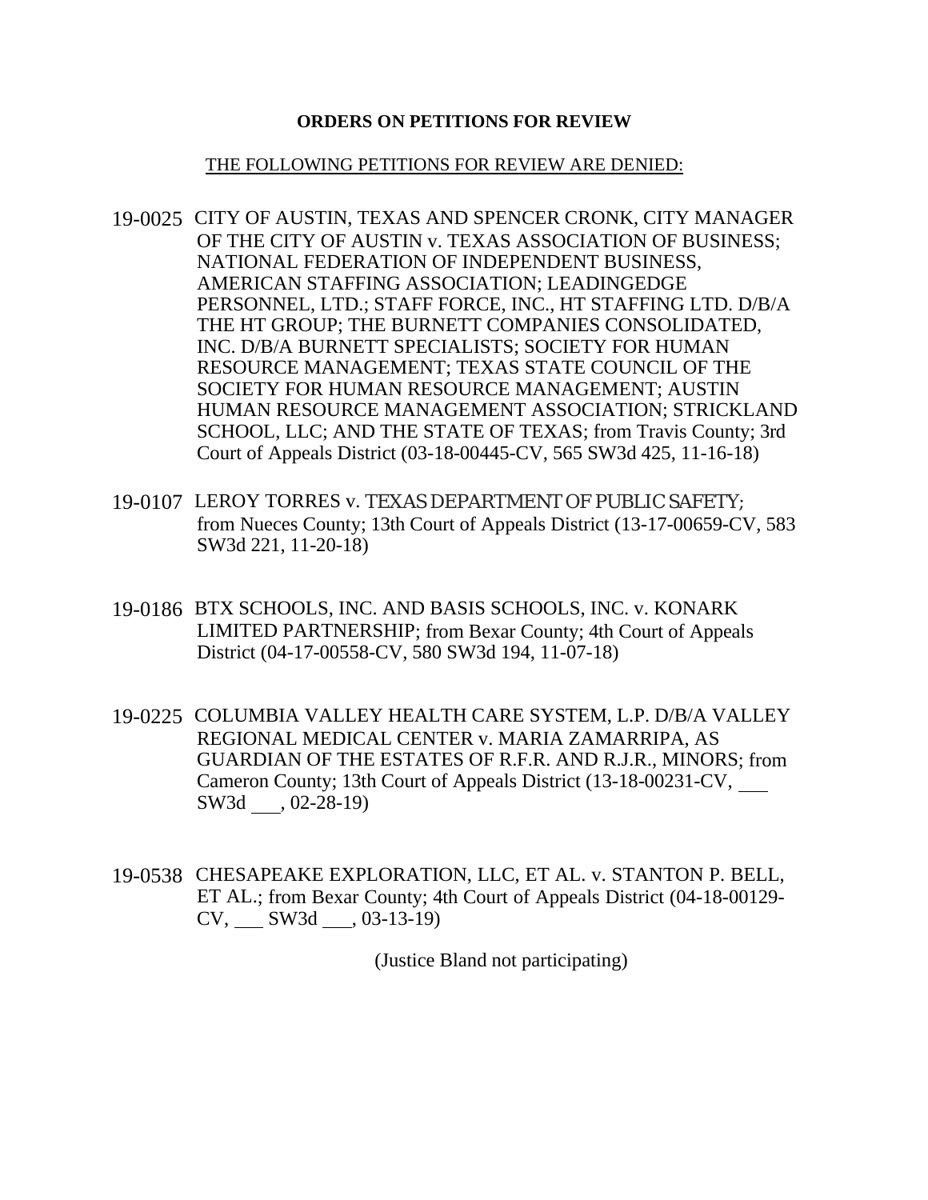**ORDERS ON PETITIONS FOR REVIEW**

THE FOLLOWING PETITIONS FOR REVIEW ARE DENIED:

19-0025 CITY OF AUSTIN, TEXAS AND SPENCER CRONK, CITY MANAGER OF THE CITY OF AUSTIN v. TEXAS ASSOCIATION OF BUSINESS; NATIONAL FEDERATION OF INDEPENDENT BUSINESS, AMERICAN STAFFING ASSOCIATION; LEADINGEDGE PERSONNEL, LTD.; STAFF FORCE, INC., HT STAFFING LTD. D/B/A THE HT GROUP; THE BURNETT COMPANIES CONSOLIDATED, INC. D/B/A BURNETT SPECIALISTS; SOCIETY FOR HUMAN RESOURCE MANAGEMENT; TEXAS STATE COUNCIL OF THE SOCIETY FOR HUMAN RESOURCE MANAGEMENT; AUSTIN HUMAN RESOURCE MANAGEMENT ASSOCIATION; STRICKLAND SCHOOL, LLC; AND THE STATE OF TEXAS; from Travis County; 3rd Court of Appeals District (03-18-00445-CV, 565 SW3d 425, 11-16-18)

19-0107 LEROY TORRES v. TEXAS DEPARTMENT OF PUBLIC SAFETY; from Nueces County; 13th Court of Appeals District (13-17-00659-CV, 583 SW3d 221, 11-20-18)

19-0186 BTX SCHOOLS, INC. AND BASIS SCHOOLS, INC. v. KONARK LIMITED PARTNERSHIP; from Bexar County; 4th Court of Appeals District (04-17-00558-CV, 580 SW3d 194, 11-07-18)

19-0225 COLUMBIA VALLEY HEALTH CARE SYSTEM, L.P. D/B/A VALLEY REGIONAL MEDICAL CENTER v. MARIA ZAMARRIPA, AS GUARDIAN OF THE ESTATES OF R.F.R. AND R.J.R., MINORS; from Cameron County; 13th Court of Appeals District (13-18-00231-CV, ___ SW3d ___, 02-28-19)

19-0538 CHESAPEAKE EXPLORATION, LLC, ET AL. v. STANTON P. BELL, ET AL.; from Bexar County; 4th Court of Appeals District (04-18-00129-CV, ___ SW3d ___, 03-13-19)

(Justice Bland not participating)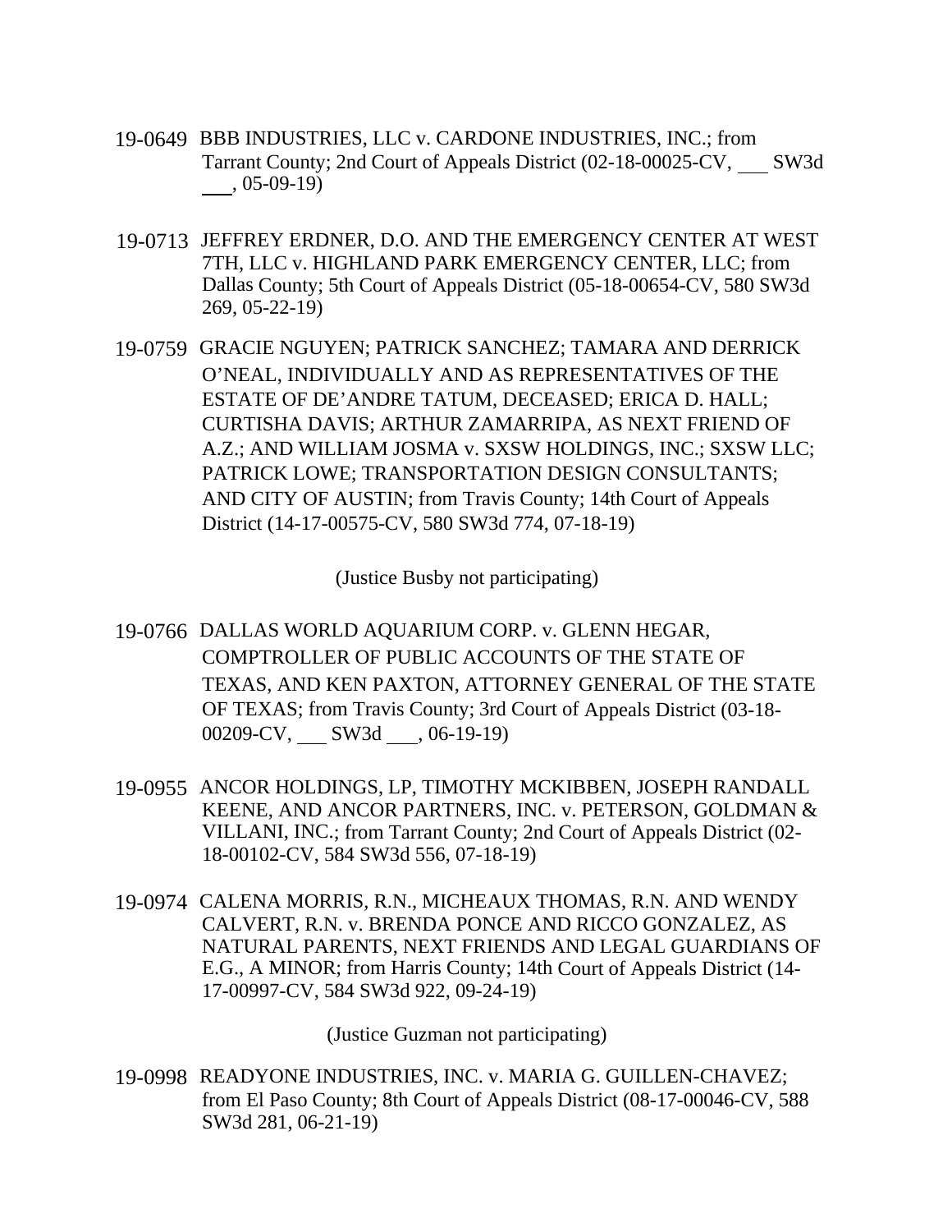19-0649 BBB INDUSTRIES, LLC v. CARDONE INDUSTRIES, INC.; from Tarrant County; 2nd Court of Appeals District (02-18-00025-CV, ___ SW3d ___, 05-09-19)

19-0713 JEFFREY ERDNER, D.O. AND THE EMERGENCY CENTER AT WEST 7TH, LLC v. HIGHLAND PARK EMERGENCY CENTER, LLC; from Dallas County; 5th Court of Appeals District (05-18-00654-CV, 580 SW3d 269, 05-22-19)

19-0759 GRACIE NGUYEN; PATRICK SANCHEZ; TAMARA AND DERRICK O'NEAL, INDIVIDUALLY AND AS REPRESENTATIVES OF THE ESTATE OF DE'ANDRE TATUM, DECEASED; ERICA D. HALL; CURTISHA DAVIS; ARTHUR ZAMARRIPA, AS NEXT FRIEND OF A.Z.; AND WILLIAM JOSMA v. SXSW HOLDINGS, INC.; SXSW LLC; PATRICK LOWE; TRANSPORTATION DESIGN CONSULTANTS; AND CITY OF AUSTIN; from Travis County; 14th Court of Appeals District (14-17-00575-CV, 580 SW3d 774, 07-18-19)

(Justice Busby not participating)

19-0766 DALLAS WORLD AQUARIUM CORP. v. GLENN HEGAR, COMPTROLLER OF PUBLIC ACCOUNTS OF THE STATE OF TEXAS, AND KEN PAXTON, ATTORNEY GENERAL OF THE STATE OF TEXAS; from Travis County; 3rd Court of Appeals District (03-18-00209-CV, ___ SW3d ___, 06-19-19)

19-0955 ANCOR HOLDINGS, LP, TIMOTHY MCKIBBEN, JOSEPH RANDALL KEENE, AND ANCOR PARTNERS, INC. v. PETERSON, GOLDMAN & VILLANI, INC.; from Tarrant County; 2nd Court of Appeals District (02-18-00102-CV, 584 SW3d 556, 07-18-19)

19-0974 CALENA MORRIS, R.N., MICHEAUX THOMAS, R.N. AND WENDY CALVERT, R.N. v. BRENDA PONCE AND RICCO GONZALEZ, AS NATURAL PARENTS, NEXT FRIENDS AND LEGAL GUARDIANS OF E.G., A MINOR; from Harris County; 14th Court of Appeals District (14-17-00997-CV, 584 SW3d 922, 09-24-19)

(Justice Guzman not participating)

19-0998 READYONE INDUSTRIES, INC. v. MARIA G. GUILLEN-CHAVEZ; from El Paso County; 8th Court of Appeals District (08-17-00046-CV, 588 SW3d 281, 06-21-19)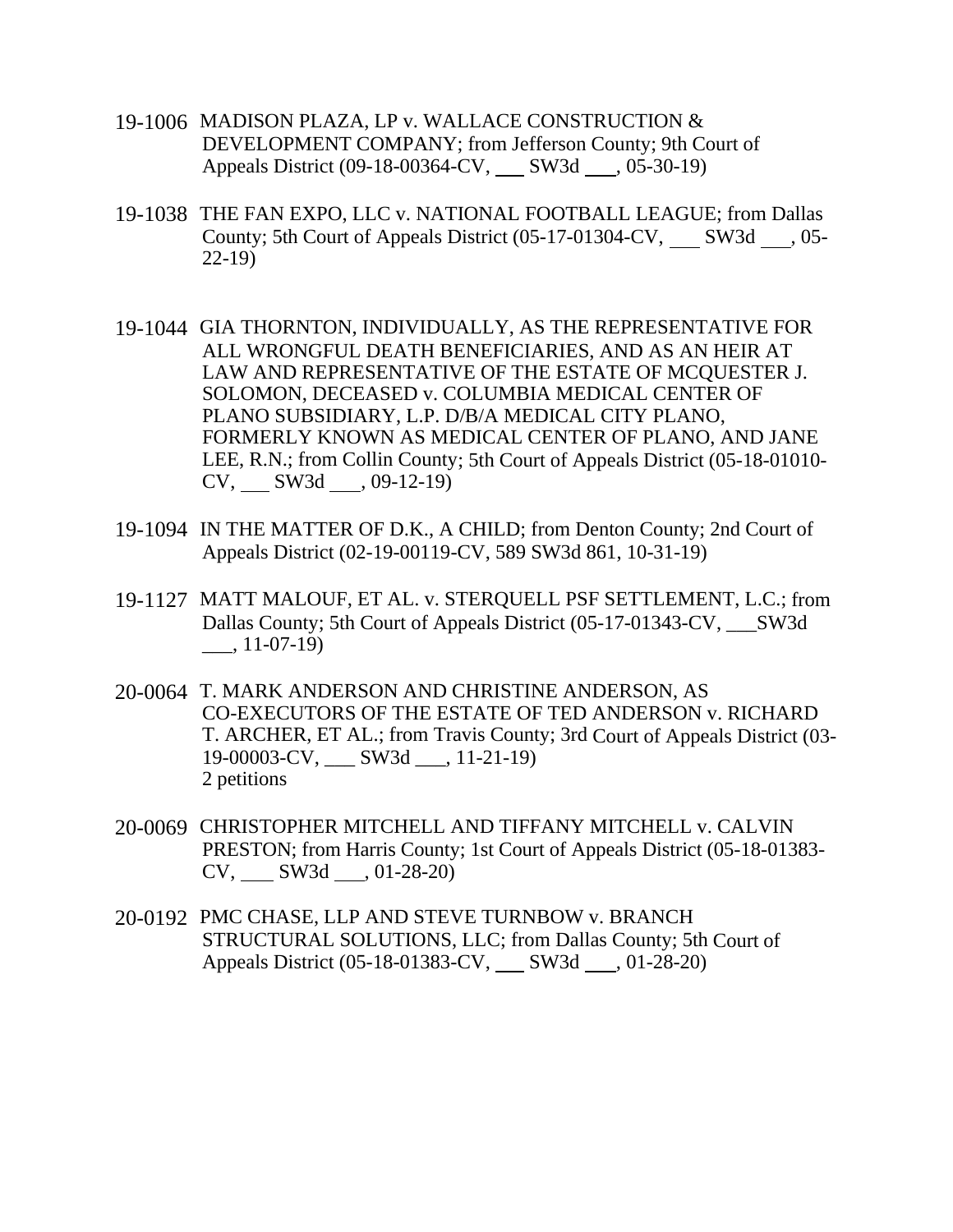19-1006 MADISON PLAZA, LP v. WALLACE CONSTRUCTION & DEVELOPMENT COMPANY; from Jefferson County; 9th Court of Appeals District (09-18-00364-CV, ___ SW3d ___, 05-30-19)

19-1038 THE FAN EXPO, LLC v. NATIONAL FOOTBALL LEAGUE; from Dallas County; 5th Court of Appeals District (05-17-01304-CV, ___ SW3d ___, 05-22-19)

19-1044 GIA THORNTON, INDIVIDUALLY, AS THE REPRESENTATIVE FOR ALL WRONGFUL DEATH BENEFICIARIES, AND AS AN HEIR AT LAW AND REPRESENTATIVE OF THE ESTATE OF MCQUESTER J. SOLOMON, DECEASED v. COLUMBIA MEDICAL CENTER OF PLANO SUBSIDIARY, L.P. D/B/A MEDICAL CITY PLANO, FORMERLY KNOWN AS MEDICAL CENTER OF PLANO, AND JANE LEE, R.N.; from Collin County; 5th Court of Appeals District (05-18-01010-CV, ___ SW3d ___, 09-12-19)

19-1094 IN THE MATTER OF D.K., A CHILD; from Denton County; 2nd Court of Appeals District (02-19-00119-CV, 589 SW3d 861, 10-31-19)

19-1127 MATT MALOUF, ET AL. v. STERQUELL PSF SETTLEMENT, L.C.; from Dallas County; 5th Court of Appeals District (05-17-01343-CV, ___SW3d ___, 11-07-19)

20-0064 T. MARK ANDERSON AND CHRISTINE ANDERSON, AS CO-EXECUTORS OF THE ESTATE OF TED ANDERSON v. RICHARD T. ARCHER, ET AL.; from Travis County; 3rd Court of Appeals District (03-19-00003-CV, ___ SW3d ___, 11-21-19)
2 petitions

20-0069 CHRISTOPHER MITCHELL AND TIFFANY MITCHELL v. CALVIN PRESTON; from Harris County; 1st Court of Appeals District (05-18-01383-CV, ___ SW3d ___, 01-28-20)

20-0192 PMC CHASE, LLP AND STEVE TURNBOW v. BRANCH STRUCTURAL SOLUTIONS, LLC; from Dallas County; 5th Court of Appeals District (05-18-01383-CV, ___ SW3d ___, 01-28-20)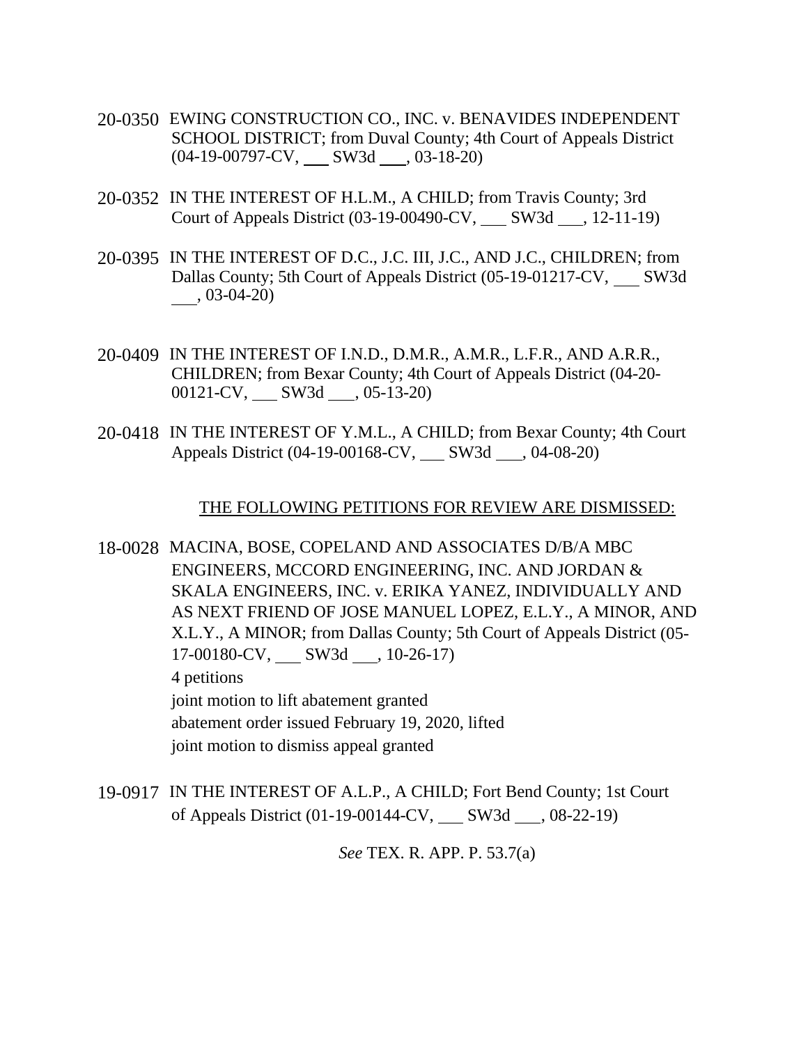20-0350 EWING CONSTRUCTION CO., INC. v. BENAVIDES INDEPENDENT SCHOOL DISTRICT; from Duval County; 4th Court of Appeals District (04-19-00797-CV, ___ SW3d ___, 03-18-20)

20-0352 IN THE INTEREST OF H.L.M., A CHILD; from Travis County; 3rd Court of Appeals District (03-19-00490-CV, ___ SW3d ___, 12-11-19)

20-0395 IN THE INTEREST OF D.C., J.C. III, J.C., AND J.C., CHILDREN; from Dallas County; 5th Court of Appeals District (05-19-01217-CV, ___ SW3d ___, 03-04-20)

20-0409 IN THE INTEREST OF I.N.D., D.M.R., A.M.R., L.F.R., AND A.R.R., CHILDREN; from Bexar County; 4th Court of Appeals District (04-20-00121-CV, ___ SW3d ___, 05-13-20)

20-0418 IN THE INTEREST OF Y.M.L., A CHILD; from Bexar County; 4th Court Appeals District (04-19-00168-CV, ___ SW3d ___, 04-08-20)

THE FOLLOWING PETITIONS FOR REVIEW ARE DISMISSED:

18-0028 MACINA, BOSE, COPELAND AND ASSOCIATES D/B/A MBC ENGINEERS, MCCORD ENGINEERING, INC. AND JORDAN & SKALA ENGINEERS, INC. v. ERIKA YANEZ, INDIVIDUALLY AND AS NEXT FRIEND OF JOSE MANUEL LOPEZ, E.L.Y., A MINOR, AND X.L.Y., A MINOR; from Dallas County; 5th Court of Appeals District (05-17-00180-CV, ___ SW3d ___, 10-26-17)
4 petitions
joint motion to lift abatement granted
abatement order issued February 19, 2020, lifted
joint motion to dismiss appeal granted

19-0917 IN THE INTEREST OF A.L.P., A CHILD; Fort Bend County; 1st Court of Appeals District (01-19-00144-CV, ___ SW3d ___, 08-22-19)

*See* TEX. R. APP. P. 53.7(a)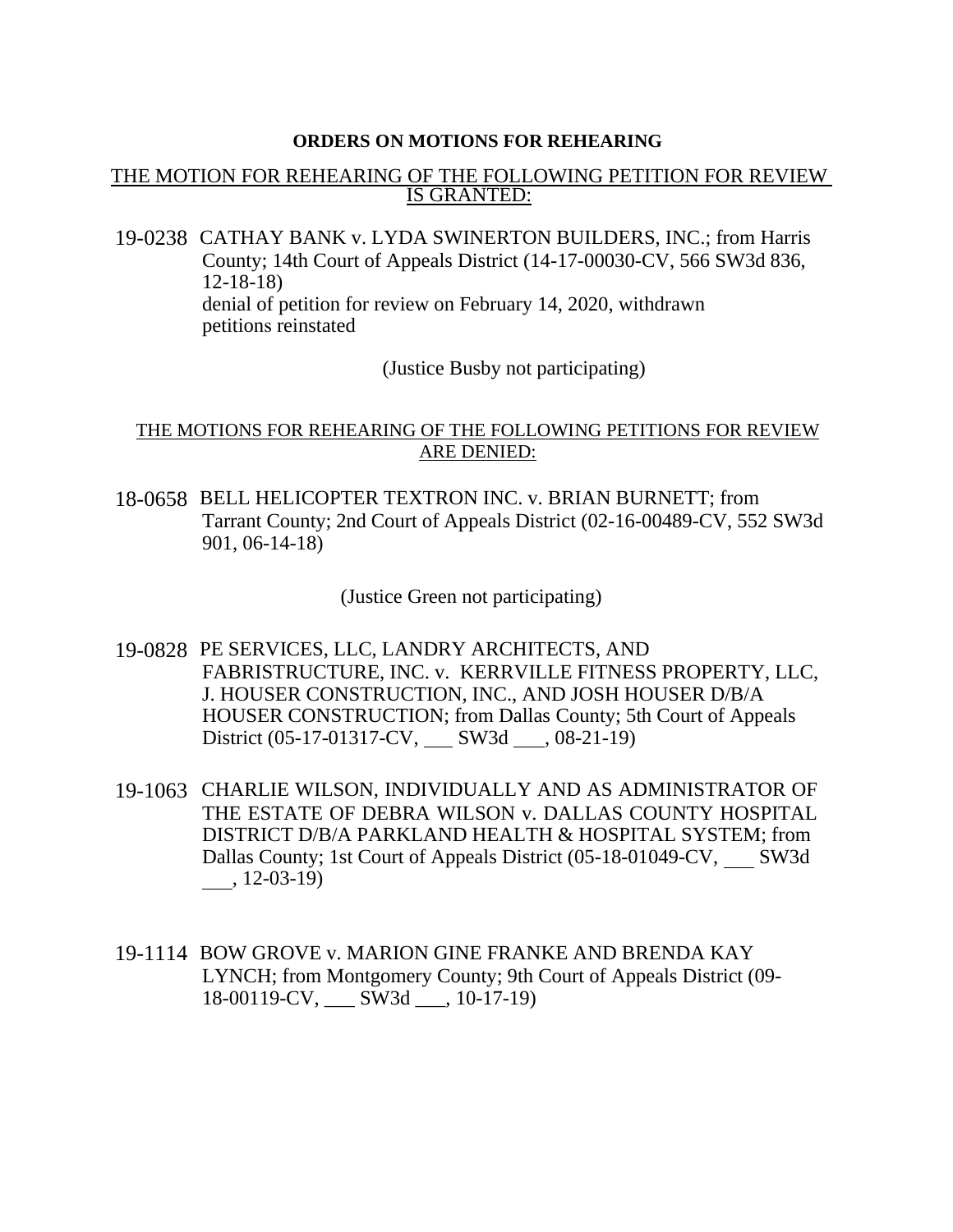**ORDERS ON MOTIONS FOR REHEARING**

THE MOTION FOR REHEARING OF THE FOLLOWING PETITION FOR REVIEW IS GRANTED:

19-0238 CATHAY BANK v. LYDA SWINERTON BUILDERS, INC.; from Harris County; 14th Court of Appeals District (14-17-00030-CV, 566 SW3d 836, 12-18-18)
denial of petition for review on February 14, 2020, withdrawn
petitions reinstated

(Justice Busby not participating)

THE MOTIONS FOR REHEARING OF THE FOLLOWING PETITIONS FOR REVIEW ARE DENIED:

18-0658 BELL HELICOPTER TEXTRON INC. v. BRIAN BURNETT; from Tarrant County; 2nd Court of Appeals District (02-16-00489-CV, 552 SW3d 901, 06-14-18)

(Justice Green not participating)

19-0828 PE SERVICES, LLC, LANDRY ARCHITECTS, AND FABRISTRUCTURE, INC. v. KERRVILLE FITNESS PROPERTY, LLC, J. HOUSER CONSTRUCTION, INC., AND JOSH HOUSER D/B/A HOUSER CONSTRUCTION; from Dallas County; 5th Court of Appeals District (05-17-01317-CV, ___ SW3d ___, 08-21-19)

19-1063 CHARLIE WILSON, INDIVIDUALLY AND AS ADMINISTRATOR OF THE ESTATE OF DEBRA WILSON v. DALLAS COUNTY HOSPITAL DISTRICT D/B/A PARKLAND HEALTH & HOSPITAL SYSTEM; from Dallas County; 1st Court of Appeals District (05-18-01049-CV, ___ SW3d ___, 12-03-19)

19-1114 BOW GROVE v. MARION GINE FRANKE AND BRENDA KAY LYNCH; from Montgomery County; 9th Court of Appeals District (09-18-00119-CV, ___ SW3d ___, 10-17-19)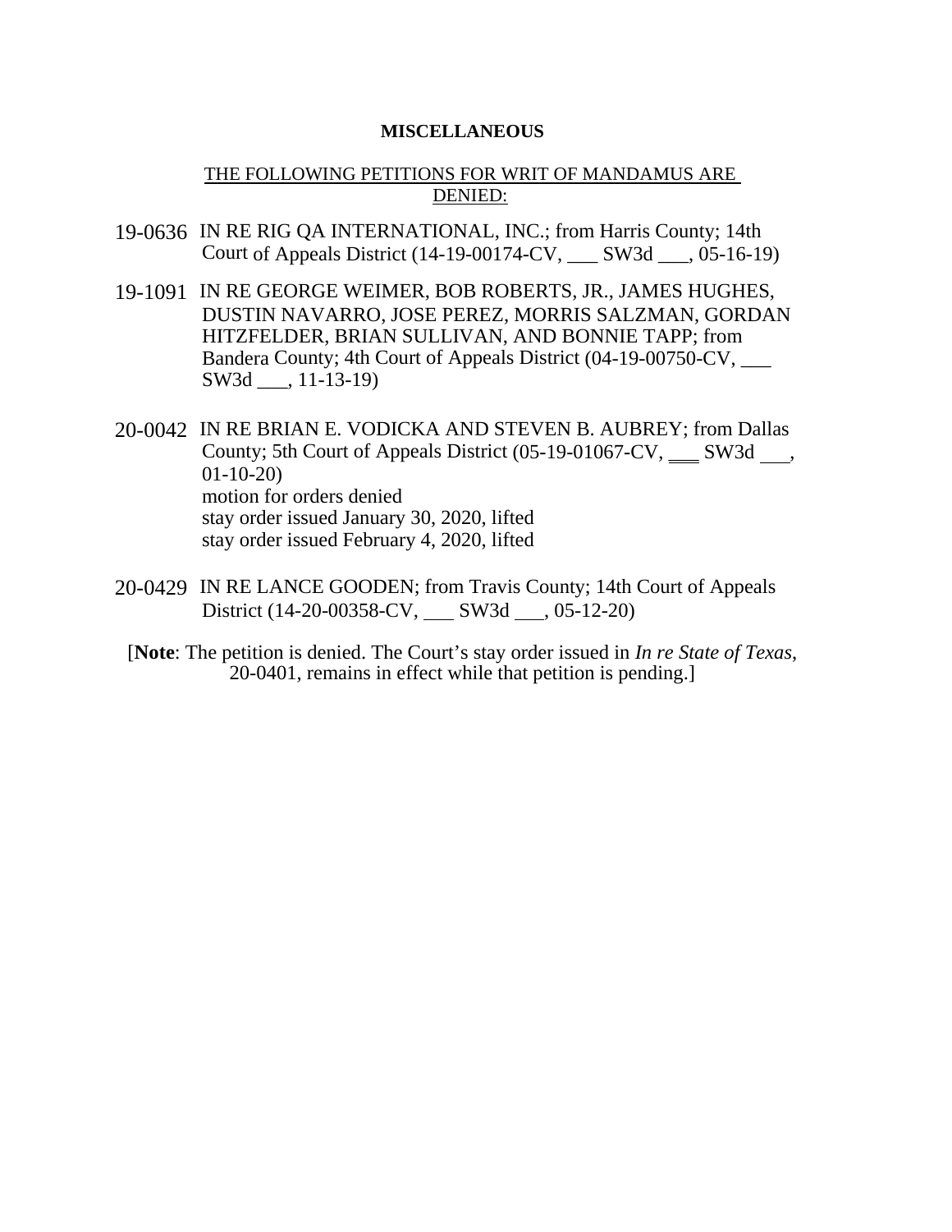**MISCELLANEOUS**

THE FOLLOWING PETITIONS FOR WRIT OF MANDAMUS ARE DENIED:

19-0636 IN RE RIG QA INTERNATIONAL, INC.; from Harris County; 14th Court of Appeals District (14-19-00174-CV, ___ SW3d ___, 05-16-19)

19-1091 IN RE GEORGE WEIMER, BOB ROBERTS, JR., JAMES HUGHES, DUSTIN NAVARRO, JOSE PEREZ, MORRIS SALZMAN, GORDAN HITZFELDER, BRIAN SULLIVAN, AND BONNIE TAPP; from Bandera County; 4th Court of Appeals District (04-19-00750-CV, ___ SW3d ___, 11-13-19)

20-0042 IN RE BRIAN E. VODICKA AND STEVEN B. AUBREY; from Dallas County; 5th Court of Appeals District (05-19-01067-CV, ___ SW3d ___, 01-10-20)
motion for orders denied
stay order issued January 30, 2020, lifted
stay order issued February 4, 2020, lifted

20-0429 IN RE LANCE GOODEN; from Travis County; 14th Court of Appeals District (14-20-00358-CV, ___ SW3d ___, 05-12-20)

[**Note**: The petition is denied. The Court's stay order issued in *In re State of Texas*, 20-0401, remains in effect while that petition is pending.]